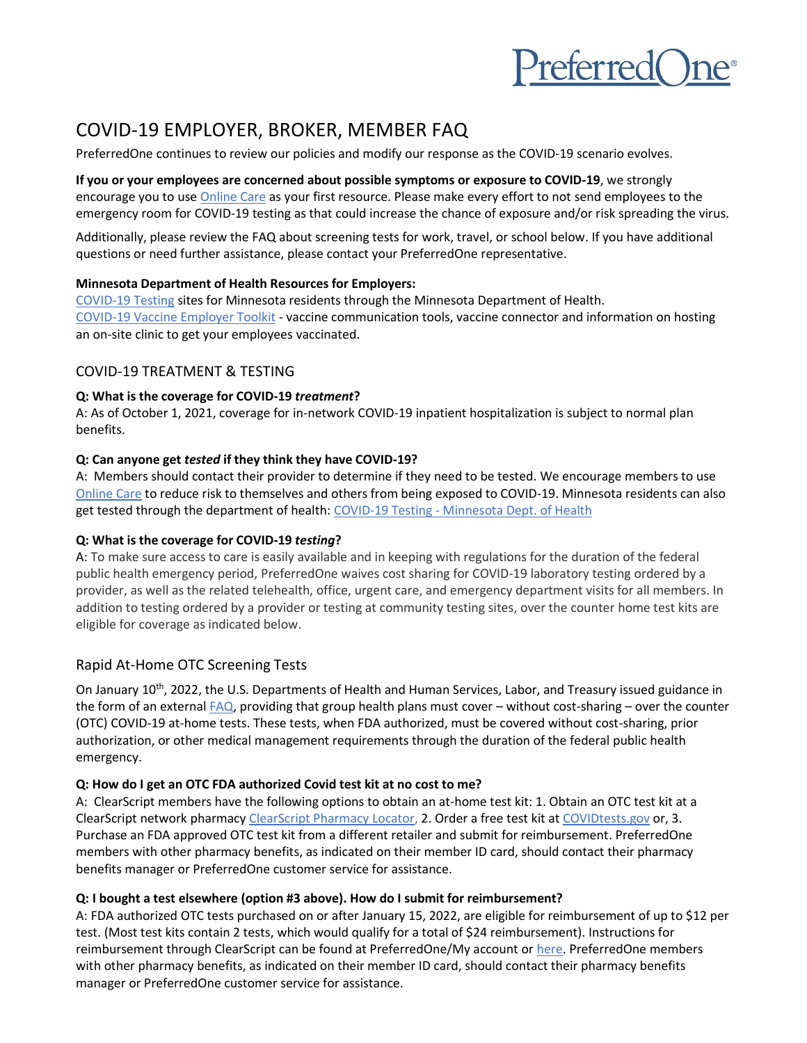# COVID-19 EMPLOYER, BROKER, MEMBER FAQ

PreferredOne continues to review our policies and modify our response as the COVID-19 scenario evolves.

**If you or your employees are concerned about possible symptoms or exposure to COVID-19**, we strongly encourage you to use Online Care as your first resource. Please make every effort to not send employees to the emergency room for COVID-19 testing as that could increase the chance of exposure and/or risk spreading the virus.

Additionally, please review the FAQ about screening tests for work, travel, or school below. If you have additional questions or need further assistance, please contact your PreferredOne representative.

**Minnesota Department of Health Resources for Employers:**
COVID-19 Testing sites for Minnesota residents through the Minnesota Department of Health.
COVID-19 Vaccine Employer Toolkit - vaccine communication tools, vaccine connector and information on hosting an on-site clinic to get your employees vaccinated.

## COVID-19 TREATMENT & TESTING

**Q: What is the coverage for COVID-19 *treatment*?**
A: As of October 1, 2021, coverage for in-network COVID-19 inpatient hospitalization is subject to normal plan benefits.

**Q: Can anyone get *tested* if they think they have COVID-19?**
A: Members should contact their provider to determine if they need to be tested. We encourage members to use Online Care to reduce risk to themselves and others from being exposed to COVID-19. Minnesota residents can also get tested through the department of health: COVID-19 Testing - Minnesota Dept. of Health

**Q: What is the coverage for COVID-19 *testing*?**
A: To make sure access to care is easily available and in keeping with regulations for the duration of the federal public health emergency period, PreferredOne waives cost sharing for COVID-19 laboratory testing ordered by a provider, as well as the related telehealth, office, urgent care, and emergency department visits for all members. In addition to testing ordered by a provider or testing at community testing sites, over the counter home test kits are eligible for coverage as indicated below.

## Rapid At-Home OTC Screening Tests

On January 10th, 2022, the U.S. Departments of Health and Human Services, Labor, and Treasury issued guidance in the form of an external FAQ, providing that group health plans must cover – without cost-sharing – over the counter (OTC) COVID-19 at-home tests. These tests, when FDA authorized, must be covered without cost-sharing, prior authorization, or other medical management requirements through the duration of the federal public health emergency.

**Q: How do I get an OTC FDA authorized Covid test kit at no cost to me?**
A: ClearScript members have the following options to obtain an at-home test kit: 1. Obtain an OTC test kit at a ClearScript network pharmacy ClearScript Pharmacy Locator, 2. Order a free test kit at COVIDtests.gov or, 3. Purchase an FDA approved OTC test kit from a different retailer and submit for reimbursement. PreferredOne members with other pharmacy benefits, as indicated on their member ID card, should contact their pharmacy benefits manager or PreferredOne customer service for assistance.

**Q: I bought a test elsewhere (option #3 above). How do I submit for reimbursement?**
A: FDA authorized OTC tests purchased on or after January 15, 2022, are eligible for reimbursement of up to $12 per test. (Most test kits contain 2 tests, which would qualify for a total of $24 reimbursement). Instructions for reimbursement through ClearScript can be found at PreferredOne/My account or here. PreferredOne members with other pharmacy benefits, as indicated on their member ID card, should contact their pharmacy benefits manager or PreferredOne customer service for assistance.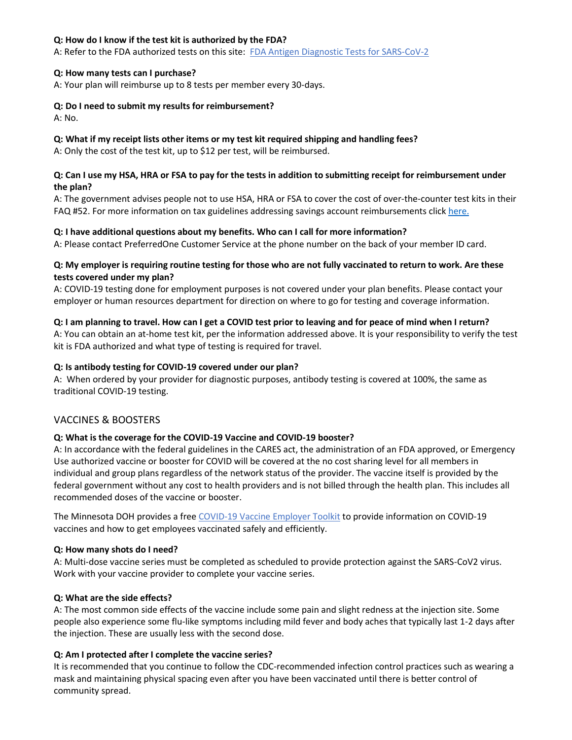**Q: How do I know if the test kit is authorized by the FDA?**
A: Refer to the FDA authorized tests on this site: [FDA Antigen Diagnostic Tests for SARS-CoV-2]()

**Q: How many tests can I purchase?**
A: Your plan will reimburse up to 8 tests per member every 30-days.

**Q: Do I need to submit my results for reimbursement?**
A: No.

**Q: What if my receipt lists other items or my test kit required shipping and handling fees?**
A: Only the cost of the test kit, up to $12 per test, will be reimbursed.

**Q: Can I use my HSA, HRA or FSA to pay for the tests in addition to submitting receipt for reimbursement under the plan?**
A: The government advises people not to use HSA, HRA or FSA to cover the cost of over-the-counter test kits in their FAQ #52. For more information on tax guidelines addressing savings account reimbursements click [here.]()

**Q: I have additional questions about my benefits. Who can I call for more information?**
A: Please contact PreferredOne Customer Service at the phone number on the back of your member ID card.

**Q: My employer is requiring routine testing for those who are not fully vaccinated to return to work. Are these tests covered under my plan?**
A: COVID-19 testing done for employment purposes is not covered under your plan benefits. Please contact your employer or human resources department for direction on where to go for testing and coverage information.

**Q: I am planning to travel. How can I get a COVID test prior to leaving and for peace of mind when I return?**
A: You can obtain an at-home test kit, per the information addressed above. It is your responsibility to verify the test kit is FDA authorized and what type of testing is required for travel.

**Q: Is antibody testing for COVID-19 covered under our plan?**
A: When ordered by your provider for diagnostic purposes, antibody testing is covered at 100%, the same as traditional COVID-19 testing.

## VACCINES & BOOSTERS

**Q: What is the coverage for the COVID-19 Vaccine and COVID-19 booster?**
A: In accordance with the federal guidelines in the CARES act, the administration of an FDA approved, or Emergency Use authorized vaccine or booster for COVID will be covered at the no cost sharing level for all members in individual and group plans regardless of the network status of the provider. The vaccine itself is provided by the federal government without any cost to health providers and is not billed through the health plan. This includes all recommended doses of the vaccine or booster.

The Minnesota DOH provides a free [COVID-19 Vaccine Employer Toolkit]() to provide information on COVID-19 vaccines and how to get employees vaccinated safely and efficiently.

**Q: How many shots do I need?**
A: Multi-dose vaccine series must be completed as scheduled to provide protection against the SARS-CoV2 virus. Work with your vaccine provider to complete your vaccine series.

**Q: What are the side effects?**
A: The most common side effects of the vaccine include some pain and slight redness at the injection site. Some people also experience some flu-like symptoms including mild fever and body aches that typically last 1-2 days after the injection. These are usually less with the second dose.

**Q: Am I protected after I complete the vaccine series?**
It is recommended that you continue to follow the CDC-recommended infection control practices such as wearing a mask and maintaining physical spacing even after you have been vaccinated until there is better control of community spread.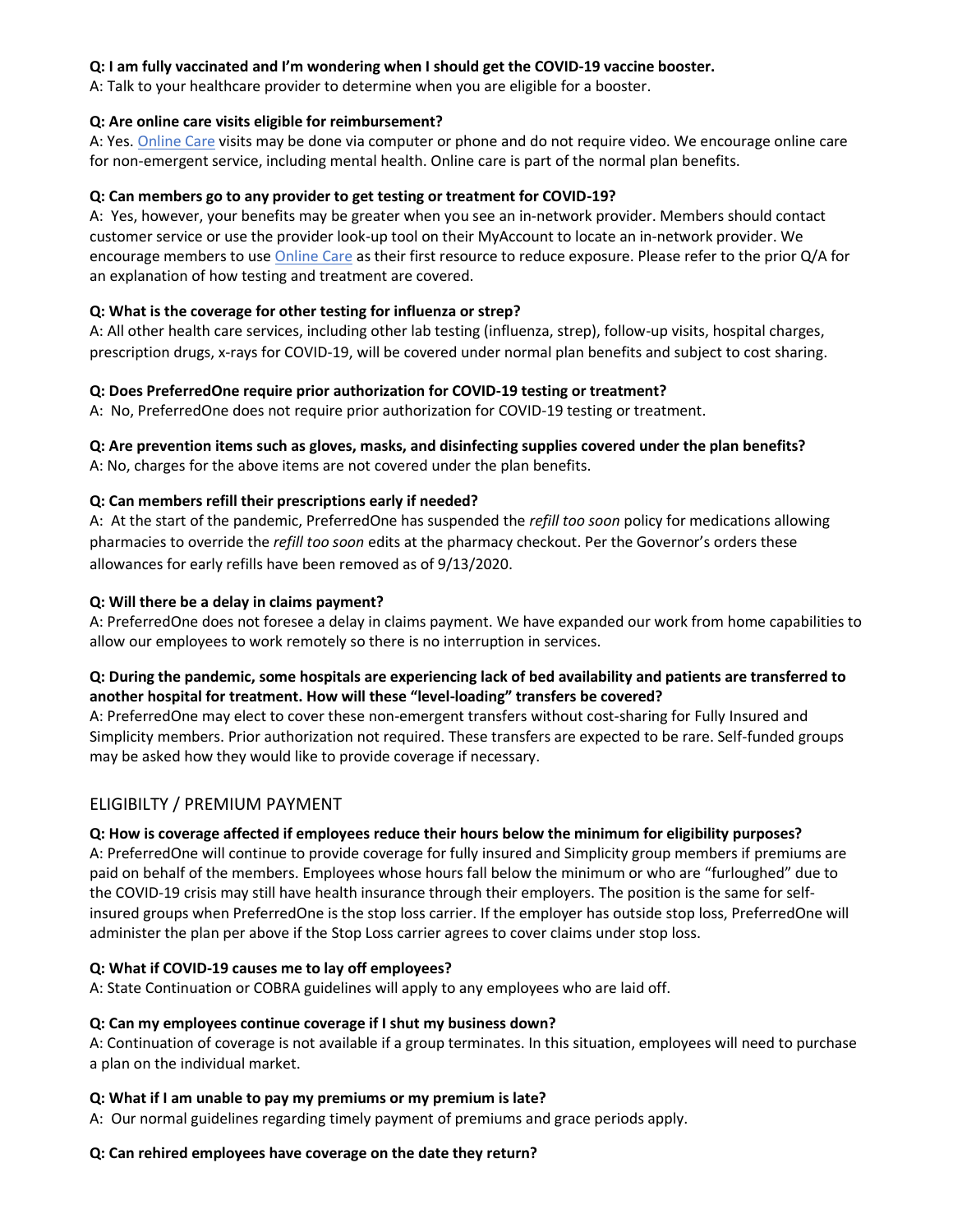**Q: I am fully vaccinated and I'm wondering when I should get the COVID-19 vaccine booster.**

A: Talk to your healthcare provider to determine when you are eligible for a booster.

**Q: Are online care visits eligible for reimbursement?**

A: Yes. Online Care visits may be done via computer or phone and do not require video. We encourage online care for non-emergent service, including mental health. Online care is part of the normal plan benefits.

**Q: Can members go to any provider to get testing or treatment for COVID-19?**

A: Yes, however, your benefits may be greater when you see an in-network provider. Members should contact customer service or use the provider look-up tool on their MyAccount to locate an in-network provider. We encourage members to use Online Care as their first resource to reduce exposure. Please refer to the prior Q/A for an explanation of how testing and treatment are covered.

**Q: What is the coverage for other testing for influenza or strep?**

A: All other health care services, including other lab testing (influenza, strep), follow-up visits, hospital charges, prescription drugs, x-rays for COVID-19, will be covered under normal plan benefits and subject to cost sharing.

**Q: Does PreferredOne require prior authorization for COVID-19 testing or treatment?**

A: No, PreferredOne does not require prior authorization for COVID-19 testing or treatment.

**Q: Are prevention items such as gloves, masks, and disinfecting supplies covered under the plan benefits?**

A: No, charges for the above items are not covered under the plan benefits.

**Q: Can members refill their prescriptions early if needed?**

A: At the start of the pandemic, PreferredOne has suspended the *refill too soon* policy for medications allowing pharmacies to override the *refill too soon* edits at the pharmacy checkout. Per the Governor's orders these allowances for early refills have been removed as of 9/13/2020.

**Q: Will there be a delay in claims payment?**

A: PreferredOne does not foresee a delay in claims payment. We have expanded our work from home capabilities to allow our employees to work remotely so there is no interruption in services.

**Q: During the pandemic, some hospitals are experiencing lack of bed availability and patients are transferred to another hospital for treatment. How will these "level-loading" transfers be covered?**

A: PreferredOne may elect to cover these non-emergent transfers without cost-sharing for Fully Insured and Simplicity members. Prior authorization not required. These transfers are expected to be rare. Self-funded groups may be asked how they would like to provide coverage if necessary.

## ELIGIBILTY / PREMIUM PAYMENT

**Q: How is coverage affected if employees reduce their hours below the minimum for eligibility purposes?**

A: PreferredOne will continue to provide coverage for fully insured and Simplicity group members if premiums are paid on behalf of the members. Employees whose hours fall below the minimum or who are "furloughed" due to the COVID-19 crisis may still have health insurance through their employers. The position is the same for self-insured groups when PreferredOne is the stop loss carrier. If the employer has outside stop loss, PreferredOne will administer the plan per above if the Stop Loss carrier agrees to cover claims under stop loss.

**Q: What if COVID-19 causes me to lay off employees?**

A: State Continuation or COBRA guidelines will apply to any employees who are laid off.

**Q: Can my employees continue coverage if I shut my business down?**

A: Continuation of coverage is not available if a group terminates. In this situation, employees will need to purchase a plan on the individual market.

**Q: What if I am unable to pay my premiums or my premium is late?**

A: Our normal guidelines regarding timely payment of premiums and grace periods apply.

**Q: Can rehired employees have coverage on the date they return?**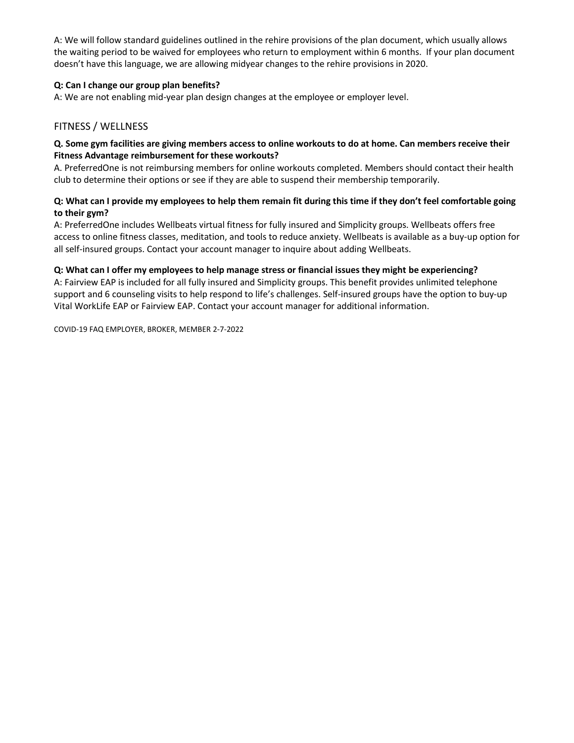A: We will follow standard guidelines outlined in the rehire provisions of the plan document, which usually allows the waiting period to be waived for employees who return to employment within 6 months. If your plan document doesn't have this language, we are allowing midyear changes to the rehire provisions in 2020.

**Q: Can I change our group plan benefits?**
A: We are not enabling mid-year plan design changes at the employee or employer level.

## FITNESS / WELLNESS

**Q. Some gym facilities are giving members access to online workouts to do at home. Can members receive their Fitness Advantage reimbursement for these workouts?**
A. PreferredOne is not reimbursing members for online workouts completed. Members should contact their health club to determine their options or see if they are able to suspend their membership temporarily.

**Q: What can I provide my employees to help them remain fit during this time if they don't feel comfortable going to their gym?**
A: PreferredOne includes Wellbeats virtual fitness for fully insured and Simplicity groups. Wellbeats offers free access to online fitness classes, meditation, and tools to reduce anxiety. Wellbeats is available as a buy-up option for all self-insured groups. Contact your account manager to inquire about adding Wellbeats.

**Q: What can I offer my employees to help manage stress or financial issues they might be experiencing?**
A: Fairview EAP is included for all fully insured and Simplicity groups. This benefit provides unlimited telephone support and 6 counseling visits to help respond to life's challenges. Self-insured groups have the option to buy-up Vital WorkLife EAP or Fairview EAP. Contact your account manager for additional information.